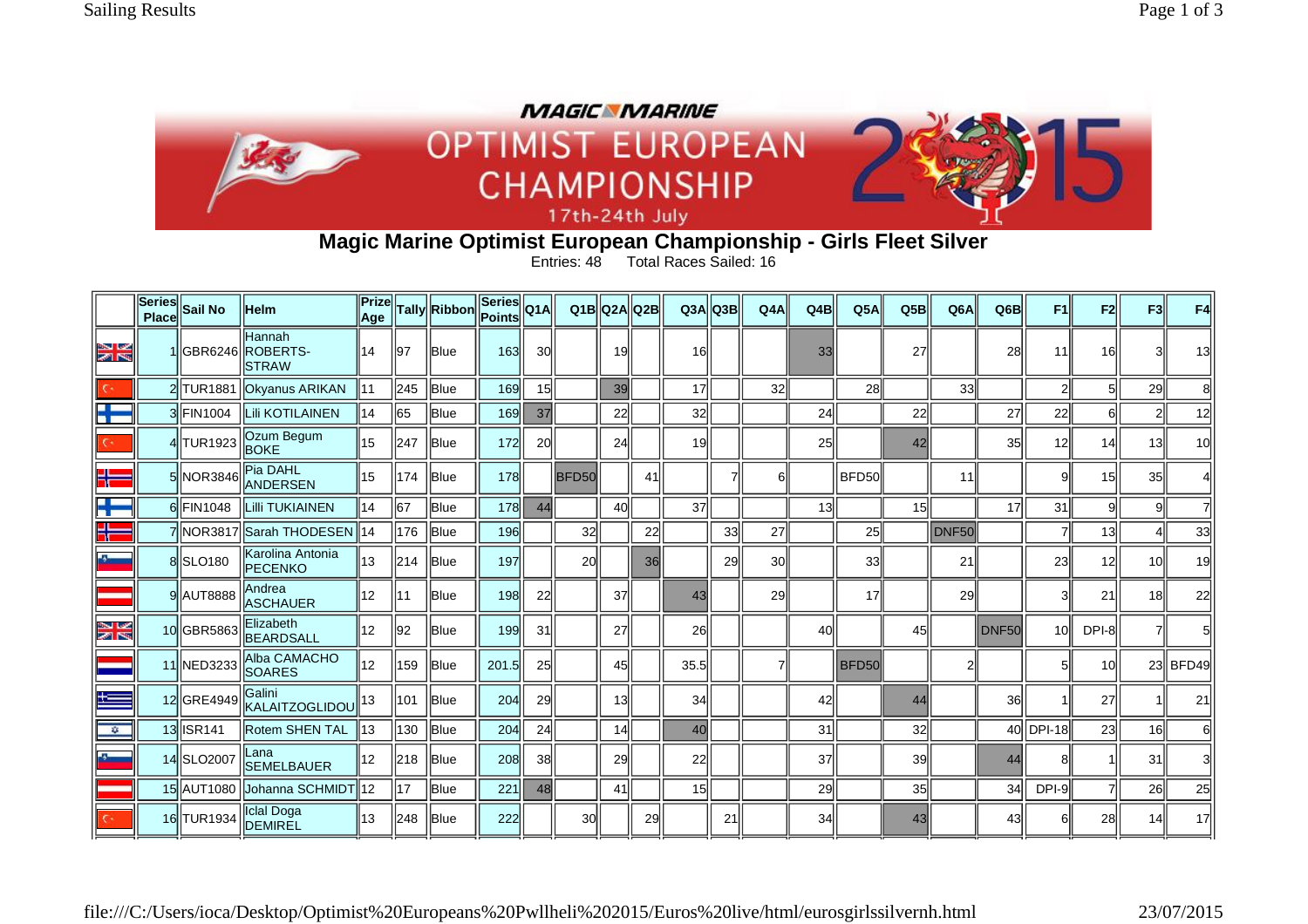# Magic Marine Optimist European Championship - Girls Fleet Silver

Entries: 48     Total Races Sailed: 16

| | Series Place | Sail No | Helm | Prize Age | Tally | Ribbon | Series Points | Q1A | Q1B | Q2A | Q2B | Q3A | Q3B | Q4A | Q4B | Q5A | Q5B | Q6A | Q6B | F1 | F2 | F3 | F4 |
|---|---|---|---|---|---|---|---|---|---|---|---|---|---|---|---|---|---|---|---|---|---|---|---|
| | 1 | GBR6246 | Hannah ROBERTS-STRAW | 14 | 97 | Blue | 163 | 30 | | 19 | | 16 | | | 33 | | 27 | | 28 | 11 | 16 | 3 | 13 |
| | 2 | TUR1881 | Okyanus ARIKAN | 11 | 245 | Blue | 169 | 15 | | 39 | | 17 | | 32 | | 28 | | 33 | | 2 | 5 | 29 | 8 |
| | 3 | FIN1004 | Lili KOTILAINEN | 14 | 65 | Blue | 169 | 37 | | 22 | | 32 | | | 24 | | 22 | | 27 | 22 | 6 | 2 | 12 |
| | 4 | TUR1923 | Ozum Begum BOKE | 15 | 247 | Blue | 172 | 20 | | 24 | | 19 | | | 25 | | 42 | | 35 | 12 | 14 | 13 | 10 |
| | 5 | NOR3846 | Pia DAHL ANDERSEN | 15 | 174 | Blue | 178 | | BFD50 | | 41 | | 7 | 6 | | BFD50 | | 11 | | 9 | 15 | 35 | 4 |
| | 6 | FIN1048 | Lilli TUKIAINEN | 14 | 67 | Blue | 178 | 44 | | 40 | | 37 | | | 13 | | 15 | | 17 | 31 | 9 | 9 | 7 |
| | 7 | NOR3817 | Sarah THODESEN | 14 | 176 | Blue | 196 | | 32 | | 22 | | 33 | 27 | | 25 | | DNF50 | | 7 | 13 | 4 | 33 |
| | 8 | SLO180 | Karolina Antonia PECENKO | 13 | 214 | Blue | 197 | | 20 | | 36 | | 29 | 30 | | 33 | | 21 | | 23 | 12 | 10 | 19 |
| | 9 | AUT8888 | Andrea ASCHAUER | 12 | 11 | Blue | 198 | 22 | | 37 | | 43 | | 29 | | 17 | | 29 | | 3 | 21 | 18 | 22 |
| | 10 | GBR5863 | Elizabeth BEARDSALL | 12 | 92 | Blue | 199 | 31 | | 27 | | 26 | | | 40 | | 45 | | DNF50 | 10 | DPI-8 | 7 | 5 |
| | 11 | NED3233 | Alba CAMACHO SOARES | 12 | 159 | Blue | 201.5 | 25 | | 45 | | 35.5 | | 7 | | BFD50 | | 2 | | 5 | 10 | 23 | BFD49 |
| | 12 | GRE4949 | Galini KALAITZOGLIDOU | 13 | 101 | Blue | 204 | 29 | | 13 | | 34 | | | 42 | | 44 | | 36 | 1 | 27 | 1 | 21 |
| | 13 | ISR141 | Rotem SHEN TAL | 13 | 130 | Blue | 204 | 24 | | 14 | | 40 | | | 31 | | 32 | | 40 | DPI-18 | 23 | 16 | 6 |
| | 14 | SLO2007 | Lana SEMELBAUER | 12 | 218 | Blue | 208 | 38 | | 29 | | 22 | | | 37 | | 39 | | 44 | 8 | 1 | 31 | 3 |
| | 15 | AUT1080 | Johanna SCHMIDT | 12 | 17 | Blue | 221 | 48 | | 41 | | 15 | | | 29 | | 35 | | 34 | DPI-9 | 7 | 26 | 25 |
| | 16 | TUR1934 | Iclal Doga DEMIREL | 13 | 248 | Blue | 222 | | 30 | | 29 | | 21 | | 34 | | 43 | | 43 | 6 | 28 | 14 | 17 |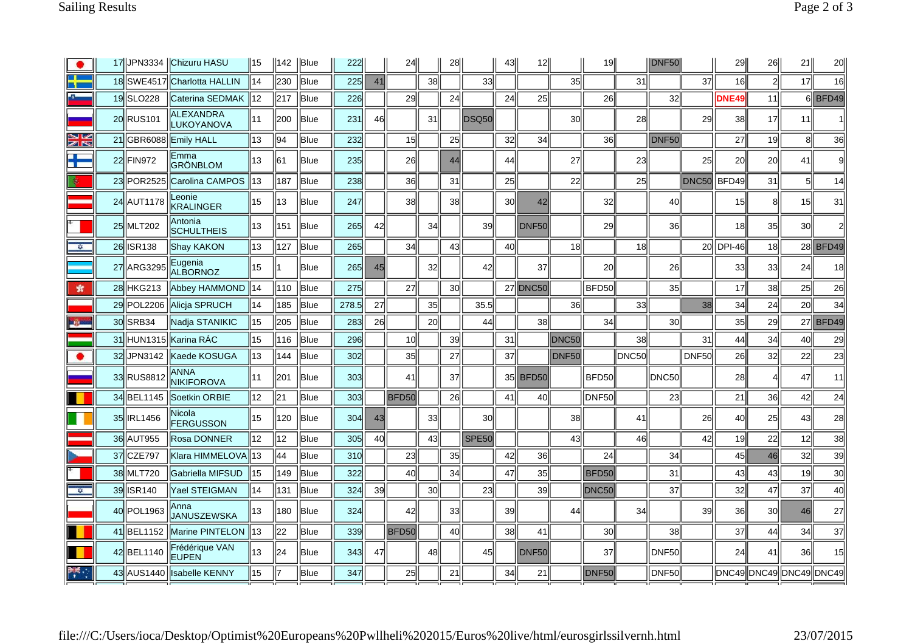| | | | | | | | | | | | | | | | | | | | | | | | |
|---|---|---|---|---|---|---|---|---|---|---|---|---|---|---|---|---|---|---|---|---|---|---|---|
| 17 | JPN3334 | Chizuru HASU | 15 | 142 | Blue | 222 | | 24 | | 28 | | 43 | 12 | | 19 | | DNF50 | | 29 | 26 | 21 | 20 |
| 18 | SWE4517 | Charlotta HALLIN | 14 | 230 | Blue | 225 | 41 | | 38 | | 33 | | | 35 | | 31 | | 37 | 16 | 2 | 17 | 16 |
| 19 | SLO228 | Caterina SEDMAK | 12 | 217 | Blue | 226 | | 29 | | 24 | | 24 | 25 | | 26 | | 32 | | DNE49 | 11 | 6 | BFD49 |
| 20 | RUS101 | ALEXANDRA LUKOYANOVA | 11 | 200 | Blue | 231 | 46 | | 31 | | DSQ50 | | | 30 | | 28 | | 29 | 38 | 17 | 11 | 1 |
| 21 | GBR6088 | Emily HALL | 13 | 94 | Blue | 232 | | 15 | | 25 | | 32 | 34 | | 36 | | DNF50 | | 27 | 19 | 8 | 36 |
| 22 | FIN972 | Emma GRÖNBLOM | 13 | 61 | Blue | 235 | | 26 | | 44 | | 44 | | 27 | | 23 | | 25 | 20 | 20 | 41 | 9 |
| 23 | POR2525 | Carolina CAMPOS | 13 | 187 | Blue | 238 | | 36 | | 31 | | 25 | | 22 | | 25 | | DNC50 | BFD49 | 31 | 5 | 14 |
| 24 | AUT1178 | Leonie KRALINGER | 15 | 13 | Blue | 247 | | 38 | | 38 | | 30 | 42 | | 32 | | 40 | | 15 | 8 | 15 | 31 |
| 25 | MLT202 | Antonia SCHULTHEIS | 13 | 151 | Blue | 265 | 42 | | 34 | | 39 | | DNF50 | | 29 | | 36 | | 18 | 35 | 30 | 2 |
| 26 | ISR138 | Shay KAKON | 13 | 127 | Blue | 265 | | 34 | | 43 | | 40 | | 18 | | 18 | | 20 | DPI-46 | 18 | 28 | BFD49 |
| 27 | ARG3295 | Eugenia ALBORNOZ | 15 | 1 | Blue | 265 | 45 | | 32 | | 42 | | 37 | | 20 | | 26 | | 33 | 33 | 24 | 18 |
| 28 | HKG213 | Abbey HAMMOND | 14 | 110 | Blue | 275 | | 27 | | 30 | | 27 | DNC50 | | BFD50 | | 35 | | 17 | 38 | 25 | 26 |
| 29 | POL2206 | Alicja SPRUCH | 14 | 185 | Blue | 278.5 | 27 | | 35 | | 35.5 | | | 36 | | 33 | | 38 | 34 | 24 | 20 | 34 |
| 30 | SRB34 | Nadja STANIKIC | 15 | 205 | Blue | 283 | 26 | | 20 | | 44 | | 38 | | 34 | | 30 | | 35 | 29 | 27 | BFD49 |
| 31 | HUN1315 | Karina RÁC | 15 | 116 | Blue | 296 | | 10 | | 39 | | 31 | | DNC50 | | 38 | | 31 | 44 | 34 | 40 | 29 |
| 32 | JPN3142 | Kaede KOSUGA | 13 | 144 | Blue | 302 | | 35 | | 27 | | 37 | | DNF50 | | DNC50 | | DNF50 | 26 | 32 | 22 | 23 |
| 33 | RUS8812 | ANNA NIKIFOROVA | 11 | 201 | Blue | 303 | | 41 | | 37 | | 35 | BFD50 | | BFD50 | | DNC50 | | 28 | 4 | 47 | 11 |
| 34 | BEL1145 | Soetkin ORBIE | 12 | 21 | Blue | 303 | | BFD50 | | 26 | | 41 | 40 | | DNF50 | | 23 | | 21 | 36 | 42 | 24 |
| 35 | IRL1456 | Nicola FERGUSSON | 15 | 120 | Blue | 304 | 43 | | 33 | | 30 | | | 38 | | 41 | | 26 | 40 | 25 | 43 | 28 |
| 36 | AUT955 | Rosa DONNER | 12 | 12 | Blue | 305 | 40 | | 43 | | SPE50 | | | 43 | | 46 | | 42 | 19 | 22 | 12 | 38 |
| 37 | CZE797 | Klara HIMMELOVA | 13 | 44 | Blue | 310 | | 23 | | 35 | | 42 | 36 | | 24 | | 34 | | 45 | 46 | 32 | 39 |
| 38 | MLT720 | Gabriella MIFSUD | 15 | 149 | Blue | 322 | | 40 | | 34 | | 47 | 35 | | BFD50 | | 31 | | 43 | 43 | 19 | 30 |
| 39 | ISR140 | Yael STEIGMAN | 14 | 131 | Blue | 324 | 39 | | 30 | | 23 | | 39 | | DNC50 | | 37 | | 32 | 47 | 37 | 40 |
| 40 | POL1963 | Anna JANUSZEWSKA | 13 | 180 | Blue | 324 | | 42 | | 33 | | 39 | | 44 | | 34 | | 39 | 36 | 30 | 46 | 27 |
| 41 | BEL1152 | Marine PINTELON | 13 | 22 | Blue | 339 | | BFD50 | | 40 | | 38 | 41 | | 30 | | 38 | | 37 | 44 | 34 | 37 |
| 42 | BEL1140 | Frédérique VAN EUPEN | 13 | 24 | Blue | 343 | 47 | | 48 | | 45 | | DNF50 | | 37 | | DNF50 | | 24 | 41 | 36 | 15 |
| 43 | AUS1440 | Isabelle KENNY | 15 | 7 | Blue | 347 | | 25 | | 21 | | 34 | 21 | | DNF50 | | DNF50 | | DNC49 | DNC49 | DNC49 | DNC49 |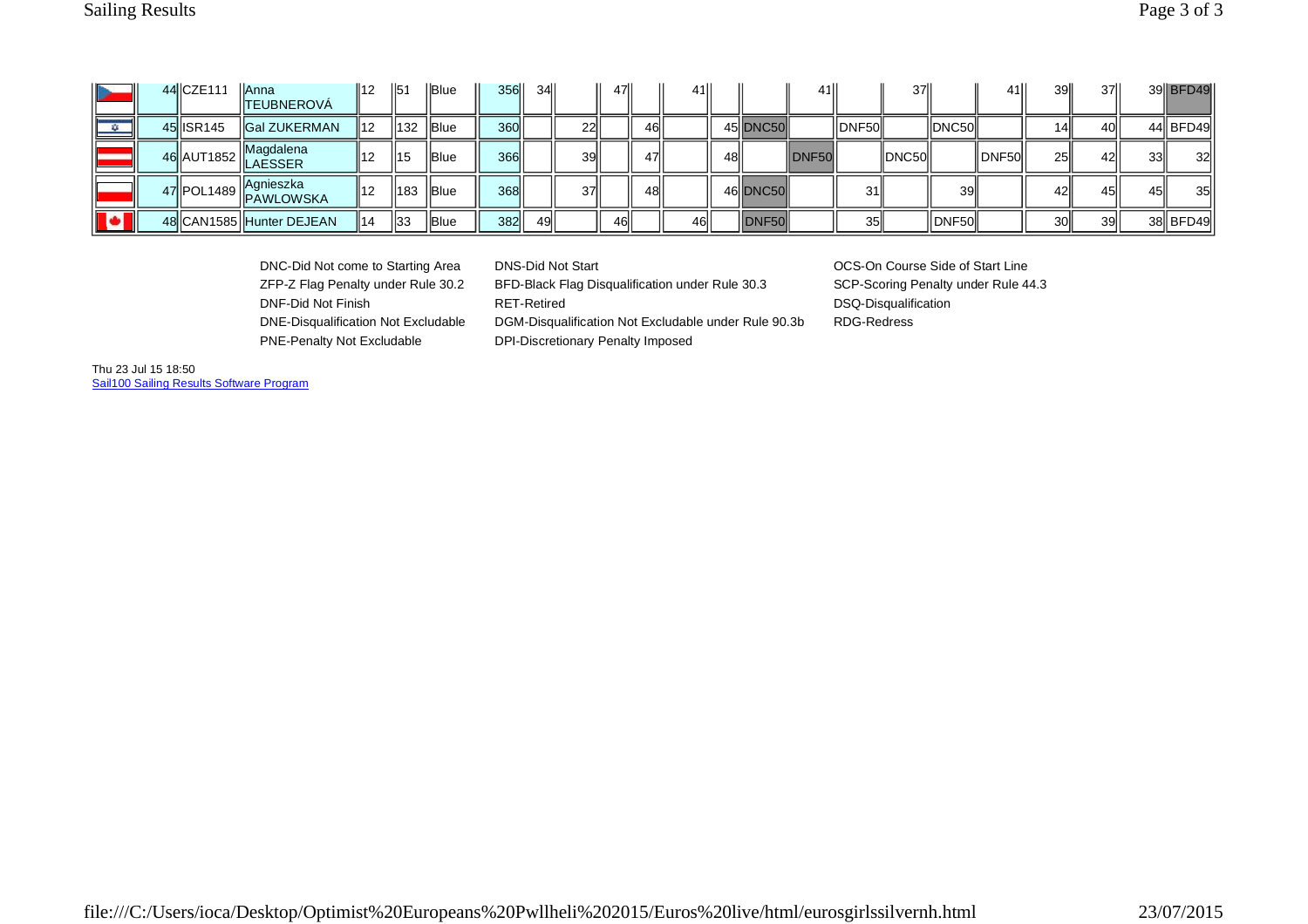| | | | | | | | | | | | | | | | | | | | | | | | |
|---|---|---|---|---|---|---|---|---|---|---|---|---|---|---|---|---|---|---|---|---|---|---|---|
| | 44 | CZE111 | Anna TEUBNEROVÁ | 12 | 51 | Blue | 356 | 34 | | 47 | | 41 | | | 41 | | 37 | | 41 | 39 | 37 | 39 | BFD49 |
| | 45 | ISR145 | Gal ZUKERMAN | 12 | 132 | Blue | 360 | | 22 | | 46 | | 45 | DNC50 | | DNF50 | | DNC50 | | 14 | 40 | 44 | BFD49 |
| | 46 | AUT1852 | Magdalena LAESSER | 12 | 15 | Blue | 366 | | 39 | | 47 | | 48 | | DNF50 | | DNC50 | | DNF50 | 25 | 42 | 33 | 32 |
| | 47 | POL1489 | Agnieszka PAWLOWSKA | 12 | 183 | Blue | 368 | | 37 | | 48 | | 46 | DNC50 | | 31 | | 39 | | 42 | 45 | 45 | 35 |
| | 48 | CAN1585 | Hunter DEJEAN | 14 | 33 | Blue | 382 | 49 | | 46 | | 46 | | DNF50 | | 35 | | DNF50 | | 30 | 39 | 38 | BFD49 |

DNC-Did Not come to Starting Area
ZFP-Z Flag Penalty under Rule 30.2
DNF-Did Not Finish
DNE-Disqualification Not Excludable
PNE-Penalty Not Excludable

DNS-Did Not Start
BFD-Black Flag Disqualification under Rule 30.3
RET-Retired
DGM-Disqualification Not Excludable under Rule 90.3b
DPI-Discretionary Penalty Imposed

OCS-On Course Side of Start Line
SCP-Scoring Penalty under Rule 44.3
DSQ-Disqualification
RDG-Redress

Thu 23 Jul 15 18:50
Sail100 Sailing Results Software Program